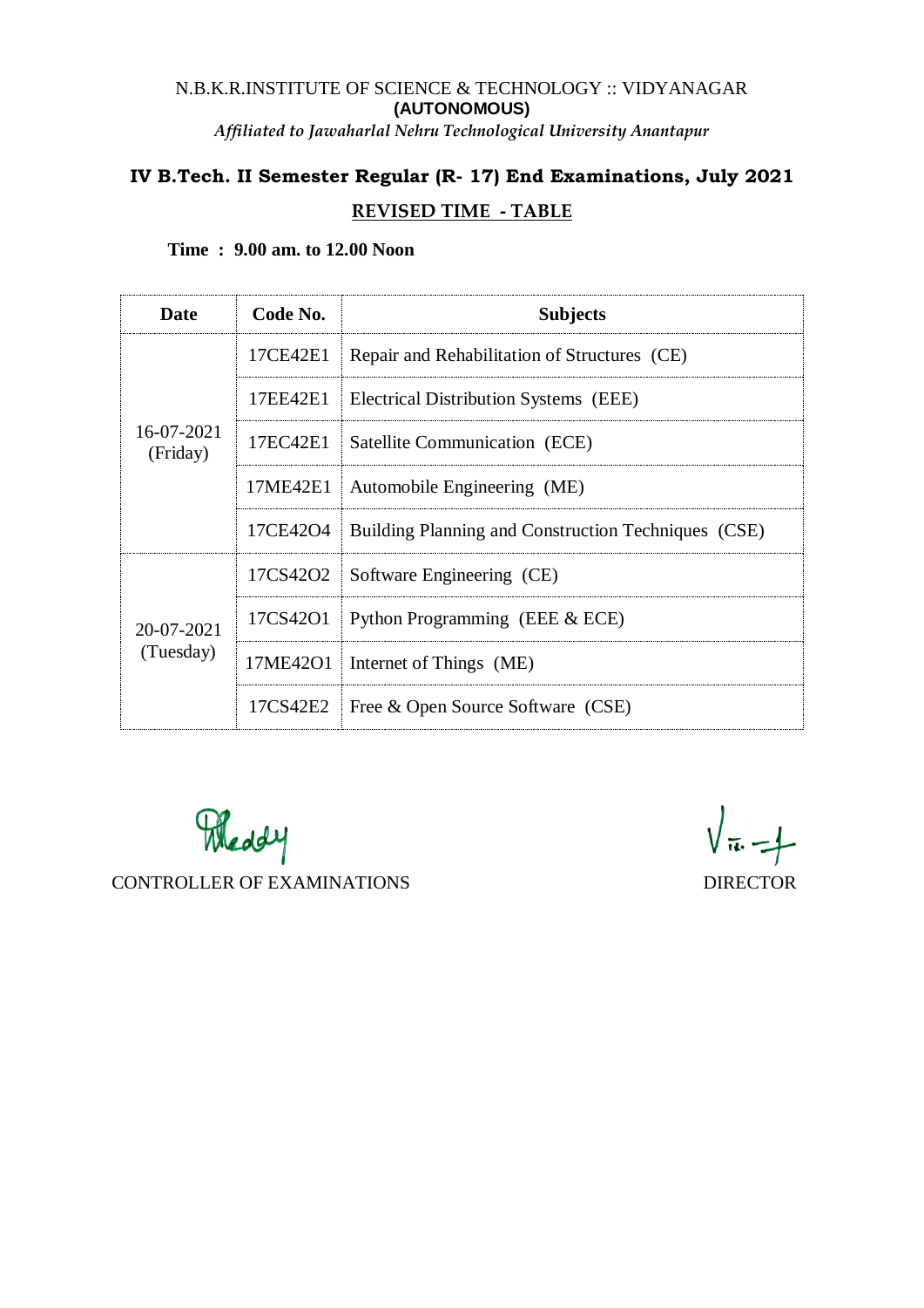N.B.K.R.INSTITUTE OF SCIENCE & TECHNOLOGY :: VIDYANAGAR

**(AUTONOMOUS)**

*Affiliated to Jawaharlal Nehru Technological University Anantapur*

## IV B.Tech. II Semester Regular (R- 17) End Examinations, July 2021

### REVISED TIME - TABLE

**Time : 9.00 am. to 12.00 Noon**

| Date | Code No. | Subjects |
|---|---|---|
| 16-07-2021 (Friday) | 17CE42E1 | Repair and Rehabilitation of Structures (CE) |
| | 17EE42E1 | Electrical Distribution Systems (EEE) |
| | 17EC42E1 | Satellite Communication (ECE) |
| | 17ME42E1 | Automobile Engineering (ME) |
| | 17CE42O4 | Building Planning and Construction Techniques (CSE) |
| 20-07-2021 (Tuesday) | 17CS42O2 | Software Engineering (CE) |
| | 17CS42O1 | Python Programming (EEE & ECE) |
| | 17ME42O1 | Internet of Things (ME) |
| | 17CS42E2 | Free & Open Source Software (CSE) |

CONTROLLER OF EXAMINATIONS

DIRECTOR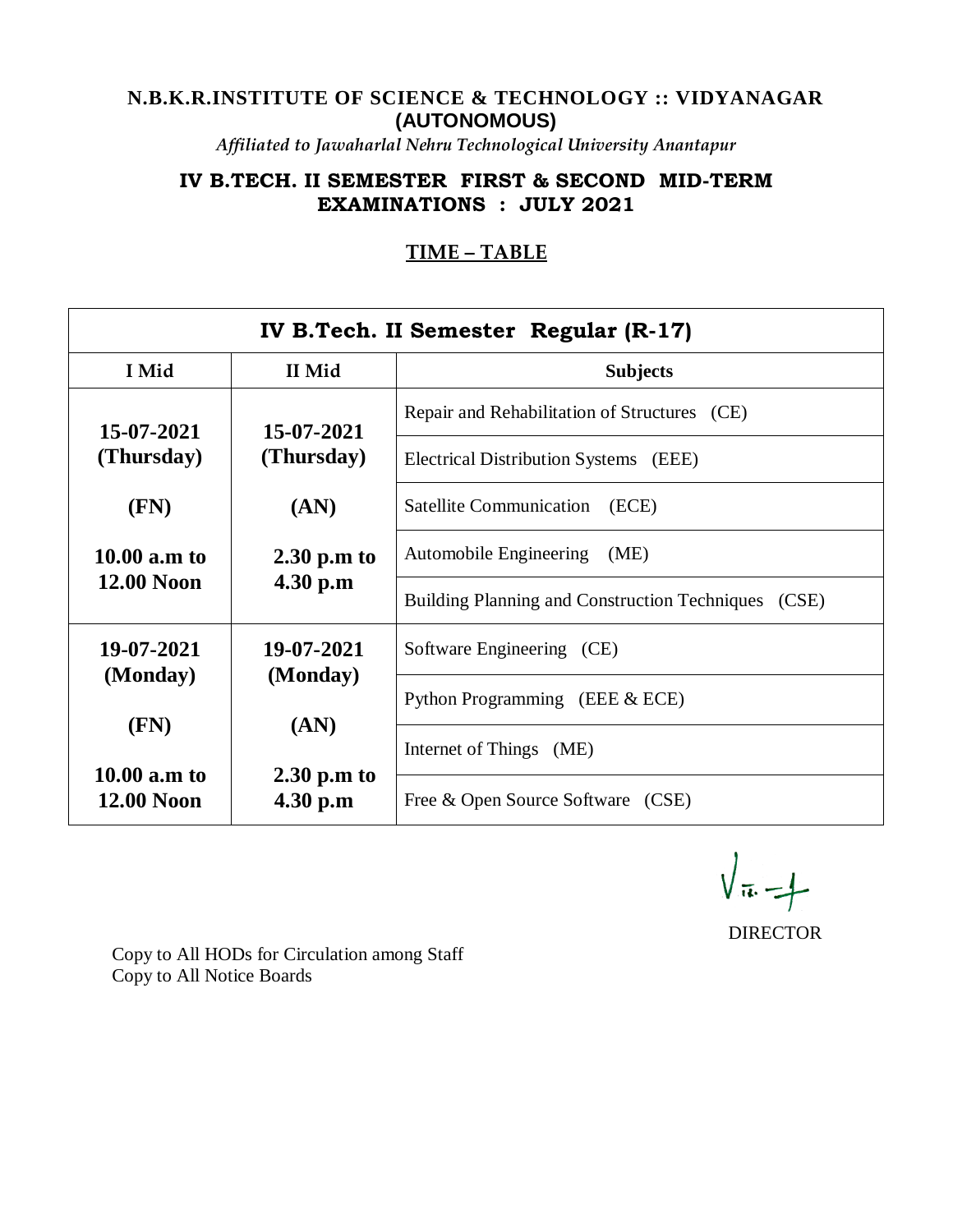**N.B.K.R.INSTITUTE OF SCIENCE & TECHNOLOGY :: VIDYANAGAR**
**(AUTONOMOUS)**
*Affiliated to Jawaharlal Nehru Technological University Anantapur*

## IV B.TECH. II SEMESTER FIRST & SECOND MID-TERM EXAMINATIONS : JULY 2021

### TIME – TABLE

| IV B.Tech. II Semester Regular (R-17) | | |
|---|---|---|
| **I Mid** | **II Mid** | **Subjects** |
| **15-07-2021 (Thursday) (FN) 10.00 a.m to 12.00 Noon** | **15-07-2021 (Thursday) (AN) 2.30 p.m to 4.30 p.m** | Repair and Rehabilitation of Structures (CE) |
| | | Electrical Distribution Systems (EEE) |
| | | Satellite Communication (ECE) |
| | | Automobile Engineering (ME) |
| | | Building Planning and Construction Techniques (CSE) |
| **19-07-2021 (Monday) (FN) 10.00 a.m to 12.00 Noon** | **19-07-2021 (Monday) (AN) 2.30 p.m to 4.30 p.m** | Software Engineering (CE) |
| | | Python Programming (EEE & ECE) |
| | | Internet of Things (ME) |
| | | Free & Open Source Software (CSE) |

DIRECTOR

Copy to All HODs for Circulation among Staff
Copy to All Notice Boards